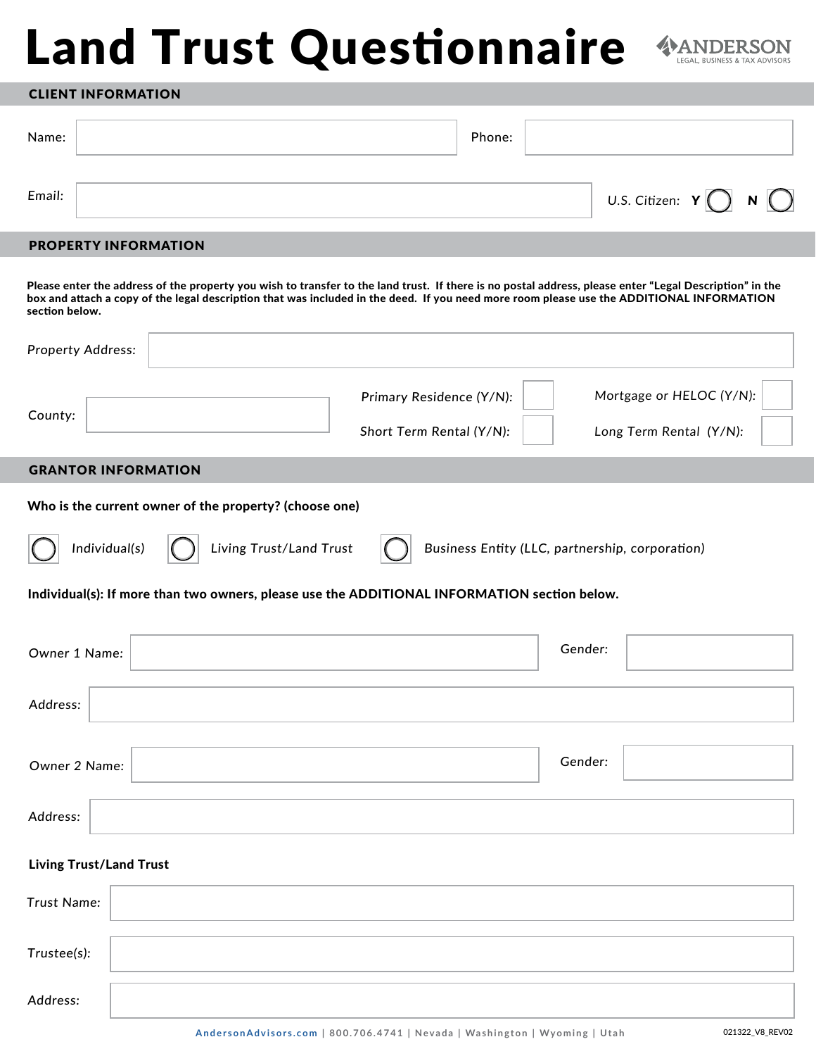# Land Trust Questionnaire

ANDERSON
LEGAL, BUSINESS & TAX ADVISORS

## CLIENT INFORMATION

Name: 

Phone: 

*Email:* 

*U.S. Citizen:* **Y** ◯ **N** ◯

## PROPERTY INFORMATION

**Please enter the address of the property you wish to transfer to the land trust. If there is no postal address, please enter "Legal Description" in the box and attach a copy of the legal description that was included in the deed. If you need more room please use the ADDITIONAL INFORMATION section below.**

*Property Address:* 

*County:* 

*Primary Residence (Y/N):* 

*Mortgage or HELOC (Y/N):* 

*Short Term Rental (Y/N):* 

*Long Term Rental (Y/N):* 

## GRANTOR INFORMATION

**Who is the current owner of the property? (choose one)**

◯ *Individual(s)* ◯ *Living Trust/Land Trust* ◯ *Business Entity (LLC, partnership, corporation)*

**Individual(s): If more than two owners, please use the ADDITIONAL INFORMATION section below.**

*Owner 1 Name:* 

*Gender:* 

*Address:* 

*Owner 2 Name:* 

*Gender:* 

*Address:* 

**Living Trust/Land Trust**

*Trust Name:* 

*Trustee(s):* 

*Address:* 

AndersonAdvisors.com | 800.706.4741 | Nevada | Washington | Wyoming | Utah

021322_V8_REV02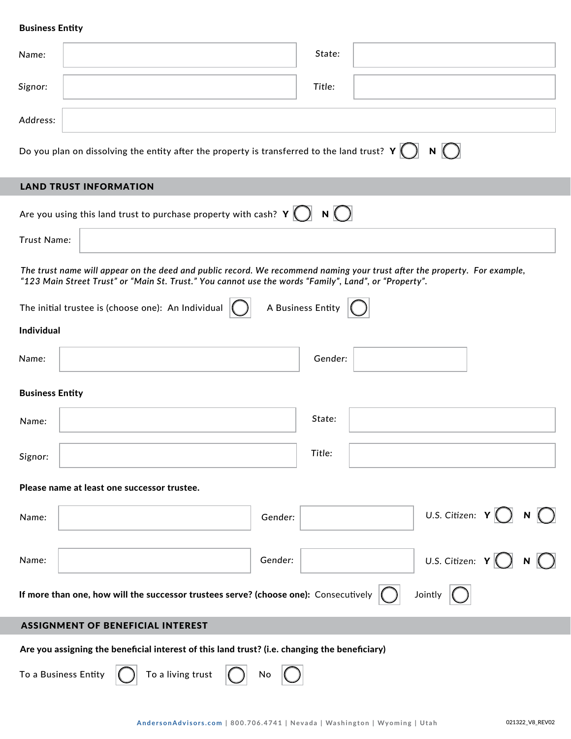**Business Entity**

Name: ____________________ State: ____________________

Signor: ____________________ Title: ____________________

Address: ________________________________________

Do you plan on dissolving the entity after the property is transferred to the land trust? **Y** ◯ **N** ◯

## LAND TRUST INFORMATION

Are you using this land trust to purchase property with cash? **Y** ◯ **N** ◯

Trust Name: ________________________________________

*The trust name will appear on the deed and public record. We recommend naming your trust after the property. For example, "123 Main Street Trust" or "Main St. Trust." You cannot use the words "Family", Land", or "Property".*

The initial trustee is (choose one): An Individual ◯ A Business Entity ◯

**Individual**

Name: ____________________ Gender: ____________________

**Business Entity**

Name: ____________________ State: ____________________

Signor: ____________________ Title: ____________________

**Please name at least one successor trustee.**

Name: ____________________ Gender: ____________________ U.S. Citizen: **Y** ◯ **N** ◯

Name: ____________________ Gender: ____________________ U.S. Citizen: **Y** ◯ **N** ◯

**If more than one, how will the successor trustees serve? (choose one):** Consecutively ◯ Jointly ◯

## ASSIGNMENT OF BENEFICIAL INTEREST

**Are you assigning the beneficial interest of this land trust? (i.e. changing the beneficiary)**

To a Business Entity ◯ To a living trust ◯ No ◯

AndersonAdvisors.com | 800.706.4741 | Nevada | Washington | Wyoming | Utah

021322_V8_REV02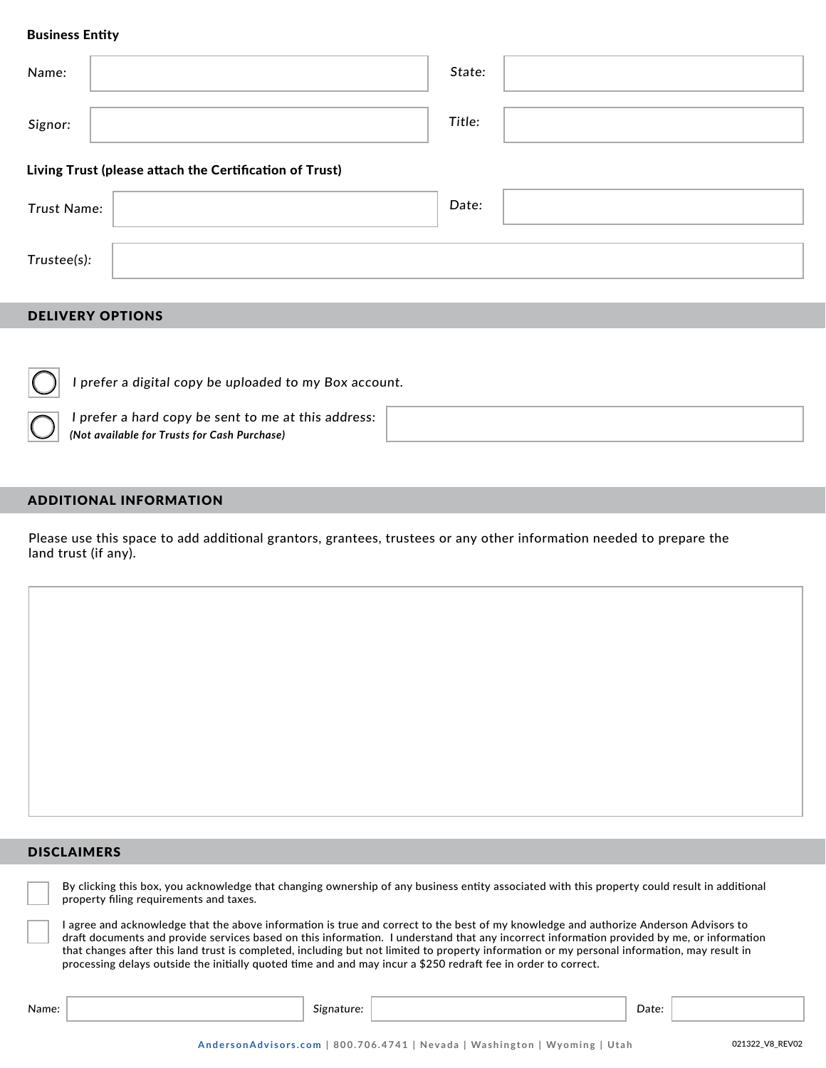**Business Entity**

*Name:* 

*State:* 

*Signor:* 

*Title:* 

**Living Trust (please attach the Certification of Trust)**

*Trust Name:* 

*Date:* 

*Trustee(s):* 

## DELIVERY OPTIONS

○ *I prefer a digital copy be uploaded to my Box account.*

○ *I prefer a hard copy be sent to me at this address:*
***(Not available for Trusts for Cash Purchase)***

## ADDITIONAL INFORMATION

Please use this space to add additional grantors, grantees, trustees or any other information needed to prepare the land trust (if any).

## DISCLAIMERS

☐ By clicking this box, you acknowledge that changing ownership of any business entity associated with this property could result in additional property filing requirements and taxes.

☐ I agree and acknowledge that the above information is true and correct to the best of my knowledge and authorize Anderson Advisors to draft documents and provide services based on this information. I understand that any incorrect information provided by me, or information that changes after this land trust is completed, including but not limited to property information or my personal information, may result in processing delays outside the initially quoted time and and may incur a $250 redraft fee in order to correct.

*Name:* *Signature:* *Date:*

AndersonAdvisors.com | 800.706.4741 | Nevada | Washington | Wyoming | Utah

021322_V8_REV02